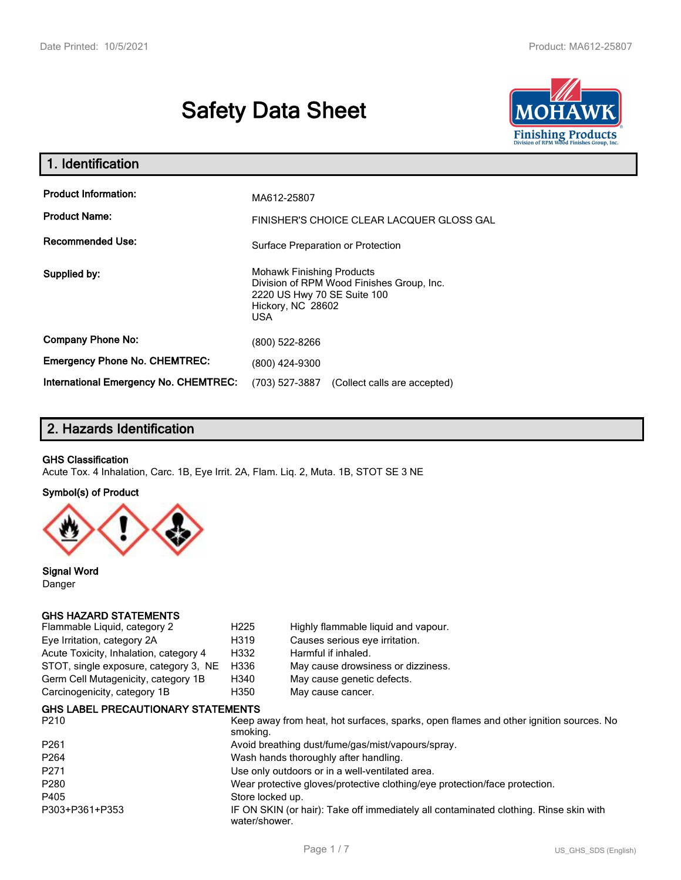# Safety Data Sheet

## 1. Identification

| | |
|---|---|
| **Product Information:** | MA612-25807 |
| **Product Name:** | FINISHER'S CHOICE CLEAR LACQUER GLOSS GAL |
| **Recommended Use:** | Surface Preparation or Protection |
| **Supplied by:** | Mohawk Finishing Products<br>Division of RPM Wood Finishes Group, Inc.<br>2220 US Hwy 70 SE Suite 100<br>Hickory, NC 28602<br>USA |
| **Company Phone No:** | (800) 522-8266 |
| **Emergency Phone No. CHEMTREC:** | (800) 424-9300 |
| **International Emergency No. CHEMTREC:** | (703) 527-3887 (Collect calls are accepted) |

## 2. Hazards Identification

**GHS Classification**

Acute Tox. 4 Inhalation, Carc. 1B, Eye Irrit. 2A, Flam. Liq. 2, Muta. 1B, STOT SE 3 NE

**Symbol(s) of Product**

**Signal Word**

Danger

**GHS HAZARD STATEMENTS**

| | | |
|---|---|---|
| Flammable Liquid, category 2 | H225 | Highly flammable liquid and vapour. |
| Eye Irritation, category 2A | H319 | Causes serious eye irritation. |
| Acute Toxicity, Inhalation, category 4 | H332 | Harmful if inhaled. |
| STOT, single exposure, category 3, NE | H336 | May cause drowsiness or dizziness. |
| Germ Cell Mutagenicity, category 1B | H340 | May cause genetic defects. |
| Carcinogenicity, category 1B | H350 | May cause cancer. |

**GHS LABEL PRECAUTIONARY STATEMENTS**

| | |
|---|---|
| P210 | Keep away from heat, hot surfaces, sparks, open flames and other ignition sources. No smoking. |
| P261 | Avoid breathing dust/fume/gas/mist/vapours/spray. |
| P264 | Wash hands thoroughly after handling. |
| P271 | Use only outdoors or in a well-ventilated area. |
| P280 | Wear protective gloves/protective clothing/eye protection/face protection. |
| P405 | Store locked up. |
| P303+P361+P353 | IF ON SKIN (or hair): Take off immediately all contaminated clothing. Rinse skin with water/shower. |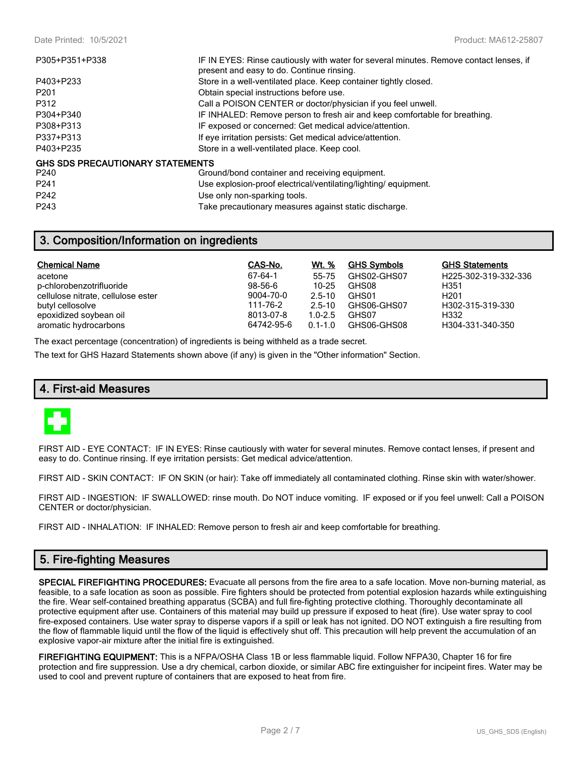| | |
|---|---|
| P305+P351+P338 | IF IN EYES: Rinse cautiously with water for several minutes. Remove contact lenses, if present and easy to do. Continue rinsing. |
| P403+P233 | Store in a well-ventilated place. Keep container tightly closed. |
| P201 | Obtain special instructions before use. |
| P312 | Call a POISON CENTER or doctor/physician if you feel unwell. |
| P304+P340 | IF INHALED: Remove person to fresh air and keep comfortable for breathing. |
| P308+P313 | IF exposed or concerned: Get medical advice/attention. |
| P337+P313 | If eye irritation persists: Get medical advice/attention. |
| P403+P235 | Store in a well-ventilated place. Keep cool. |

**GHS SDS PRECAUTIONARY STATEMENTS**

| | |
|---|---|
| P240 | Ground/bond container and receiving equipment. |
| P241 | Use explosion-proof electrical/ventilating/lighting/ equipment. |
| P242 | Use only non-sparking tools. |
| P243 | Take precautionary measures against static discharge. |

## 3. Composition/Information on ingredients

| Chemical Name | CAS-No. | Wt. % | GHS Symbols | GHS Statements |
|---|---|---|---|---|
| acetone | 67-64-1 | 55-75 | GHS02-GHS07 | H225-302-319-332-336 |
| p-chlorobenzotrifluoride | 98-56-6 | 10-25 | GHS08 | H351 |
| cellulose nitrate, cellulose ester | 9004-70-0 | 2.5-10 | GHS01 | H201 |
| butyl cellosolve | 111-76-2 | 2.5-10 | GHS06-GHS07 | H302-315-319-330 |
| epoxidized soybean oil | 8013-07-8 | 1.0-2.5 | GHS07 | H332 |
| aromatic hydrocarbons | 64742-95-6 | 0.1-1.0 | GHS06-GHS08 | H304-331-340-350 |

The exact percentage (concentration) of ingredients is being withheld as a trade secret.

The text for GHS Hazard Statements shown above (if any) is given in the "Other information" Section.

## 4. First-aid Measures

FIRST AID - EYE CONTACT: IF IN EYES: Rinse cautiously with water for several minutes. Remove contact lenses, if present and easy to do. Continue rinsing. If eye irritation persists: Get medical advice/attention.

FIRST AID - SKIN CONTACT: IF ON SKIN (or hair): Take off immediately all contaminated clothing. Rinse skin with water/shower.

FIRST AID - INGESTION: IF SWALLOWED: rinse mouth. Do NOT induce vomiting. IF exposed or if you feel unwell: Call a POISON CENTER or doctor/physician.

FIRST AID - INHALATION: IF INHALED: Remove person to fresh air and keep comfortable for breathing.

## 5. Fire-fighting Measures

**SPECIAL FIREFIGHTING PROCEDURES:** Evacuate all persons from the fire area to a safe location. Move non-burning material, as feasible, to a safe location as soon as possible. Fire fighters should be protected from potential explosion hazards while extinguishing the fire. Wear self-contained breathing apparatus (SCBA) and full fire-fighting protective clothing. Thoroughly decontaminate all protective equipment after use. Containers of this material may build up pressure if exposed to heat (fire). Use water spray to cool fire-exposed containers. Use water spray to disperse vapors if a spill or leak has not ignited. DO NOT extinguish a fire resulting from the flow of flammable liquid until the flow of the liquid is effectively shut off. This precaution will help prevent the accumulation of an explosive vapor-air mixture after the initial fire is extinguished.

**FIREFIGHTING EQUIPMENT:** This is a NFPA/OSHA Class 1B or less flammable liquid. Follow NFPA30, Chapter 16 for fire protection and fire suppression. Use a dry chemical, carbon dioxide, or similar ABC fire extinguisher for incipeint fires. Water may be used to cool and prevent rupture of containers that are exposed to heat from fire.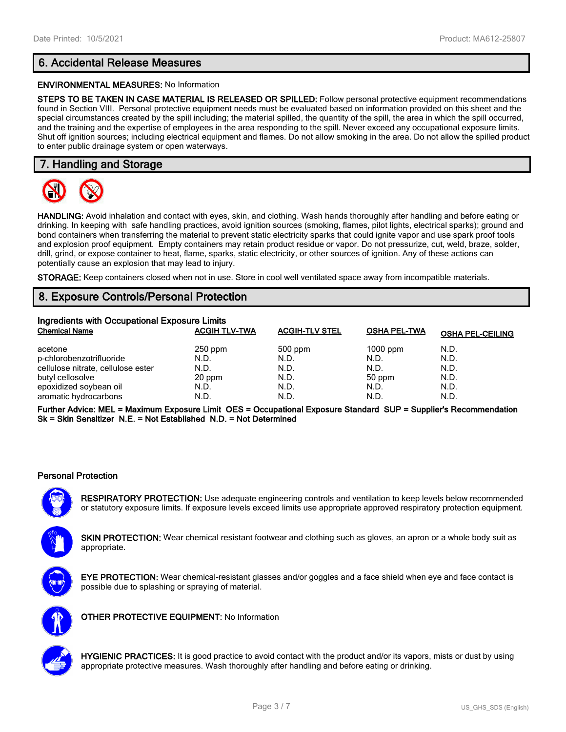## 6. Accidental Release Measures

**ENVIRONMENTAL MEASURES:** No Information

**STEPS TO BE TAKEN IN CASE MATERIAL IS RELEASED OR SPILLED:** Follow personal protective equipment recommendations found in Section VIII. Personal protective equipment needs must be evaluated based on information provided on this sheet and the special circumstances created by the spill including; the material spilled, the quantity of the spill, the area in which the spill occurred, and the training and the expertise of employees in the area responding to the spill. Never exceed any occupational exposure limits. Shut off ignition sources; including electrical equipment and flames. Do not allow smoking in the area. Do not allow the spilled product to enter public drainage system or open waterways.

## 7. Handling and Storage

**HANDLING:** Avoid inhalation and contact with eyes, skin, and clothing. Wash hands thoroughly after handling and before eating or drinking. In keeping with safe handling practices, avoid ignition sources (smoking, flames, pilot lights, electrical sparks); ground and bond containers when transferring the material to prevent static electricity sparks that could ignite vapor and use spark proof tools and explosion proof equipment. Empty containers may retain product residue or vapor. Do not pressurize, cut, weld, braze, solder, drill, grind, or expose container to heat, flame, sparks, static electricity, or other sources of ignition. Any of these actions can potentially cause an explosion that may lead to injury.

**STORAGE:** Keep containers closed when not in use. Store in cool well ventilated space away from incompatible materials.

## 8. Exposure Controls/Personal Protection

**Ingredients with Occupational Exposure Limits**

| Chemical Name | ACGIH TLV-TWA | ACGIH-TLV STEL | OSHA PEL-TWA | OSHA PEL-CEILING |
|---|---|---|---|---|
| acetone | 250 ppm | 500 ppm | 1000 ppm | N.D. |
| p-chlorobenzotrifluoride | N.D. | N.D. | N.D. | N.D. |
| cellulose nitrate, cellulose ester | N.D. | N.D. | N.D. | N.D. |
| butyl cellosolve | 20 ppm | N.D. | 50 ppm | N.D. |
| epoxidized soybean oil | N.D. | N.D. | N.D. | N.D. |
| aromatic hydrocarbons | N.D. | N.D. | N.D. | N.D. |

**Further Advice: MEL = Maximum Exposure Limit OES = Occupational Exposure Standard SUP = Supplier's Recommendation Sk = Skin Sensitizer N.E. = Not Established N.D. = Not Determined**

### Personal Protection

**RESPIRATORY PROTECTION:** Use adequate engineering controls and ventilation to keep levels below recommended or statutory exposure limits. If exposure levels exceed limits use appropriate approved respiratory protection equipment.

**SKIN PROTECTION:** Wear chemical resistant footwear and clothing such as gloves, an apron or a whole body suit as appropriate.

**EYE PROTECTION:** Wear chemical-resistant glasses and/or goggles and a face shield when eye and face contact is possible due to splashing or spraying of material.

**OTHER PROTECTIVE EQUIPMENT:** No Information

**HYGIENIC PRACTICES:** It is good practice to avoid contact with the product and/or its vapors, mists or dust by using appropriate protective measures. Wash thoroughly after handling and before eating or drinking.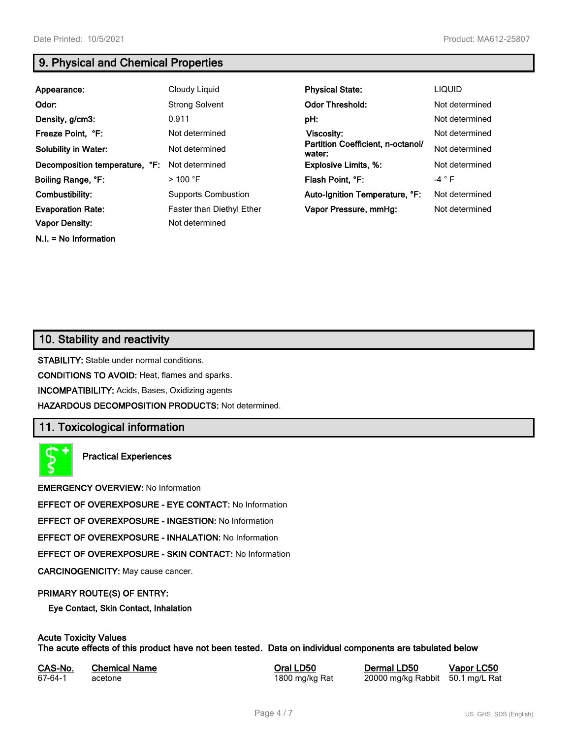## 9. Physical and Chemical Properties

| | | | |
|---|---|---|---|
| **Appearance:** | Cloudy Liquid | **Physical State:** | LIQUID |
| **Odor:** | Strong Solvent | **Odor Threshold:** | Not determined |
| **Density, g/cm3:** | 0.911 | **pH:** | Not determined |
| **Freeze Point, °F:** | Not determined | **Viscosity:** | Not determined |
| **Solubility in Water:** | Not determined | **Partition Coefficient, n-octanol/ water:** | Not determined |
| **Decomposition temperature, °F:** | Not determined | **Explosive Limits, %:** | Not determined |
| **Boiling Range, °F:** | > 100 °F | **Flash Point, °F:** | -4 ° F |
| **Combustibility:** | Supports Combustion | **Auto-Ignition Temperature, °F:** | Not determined |
| **Evaporation Rate:** | Faster than Diethyl Ether | **Vapor Pressure, mmHg:** | Not determined |
| **Vapor Density:** | Not determined | | |

**N.I. = No Information**

## 10. Stability and reactivity

**STABILITY:** Stable under normal conditions.

**CONDITIONS TO AVOID:** Heat, flames and sparks.

**INCOMPATIBILITY:** Acids, Bases, Oxidizing agents

**HAZARDOUS DECOMPOSITION PRODUCTS:** Not determined.

## 11. Toxicological information

**Practical Experiences**

**EMERGENCY OVERVIEW:** No Information

**EFFECT OF OVEREXPOSURE - EYE CONTACT:** No Information

**EFFECT OF OVEREXPOSURE - INGESTION:** No Information

**EFFECT OF OVEREXPOSURE - INHALATION:** No Information

**EFFECT OF OVEREXPOSURE - SKIN CONTACT:** No Information

**CARCINOGENICITY:** May cause cancer.

**PRIMARY ROUTE(S) OF ENTRY:**

**Eye Contact, Skin Contact, Inhalation**

**Acute Toxicity Values**
**The acute effects of this product have not been tested. Data on individual components are tabulated below**

| CAS-No. | Chemical Name | Oral LD50 | Dermal LD50 | Vapor LC50 |
|---|---|---|---|---|
| 67-64-1 | acetone | 1800 mg/kg Rat | 20000 mg/kg Rabbit | 50.1 mg/L Rat |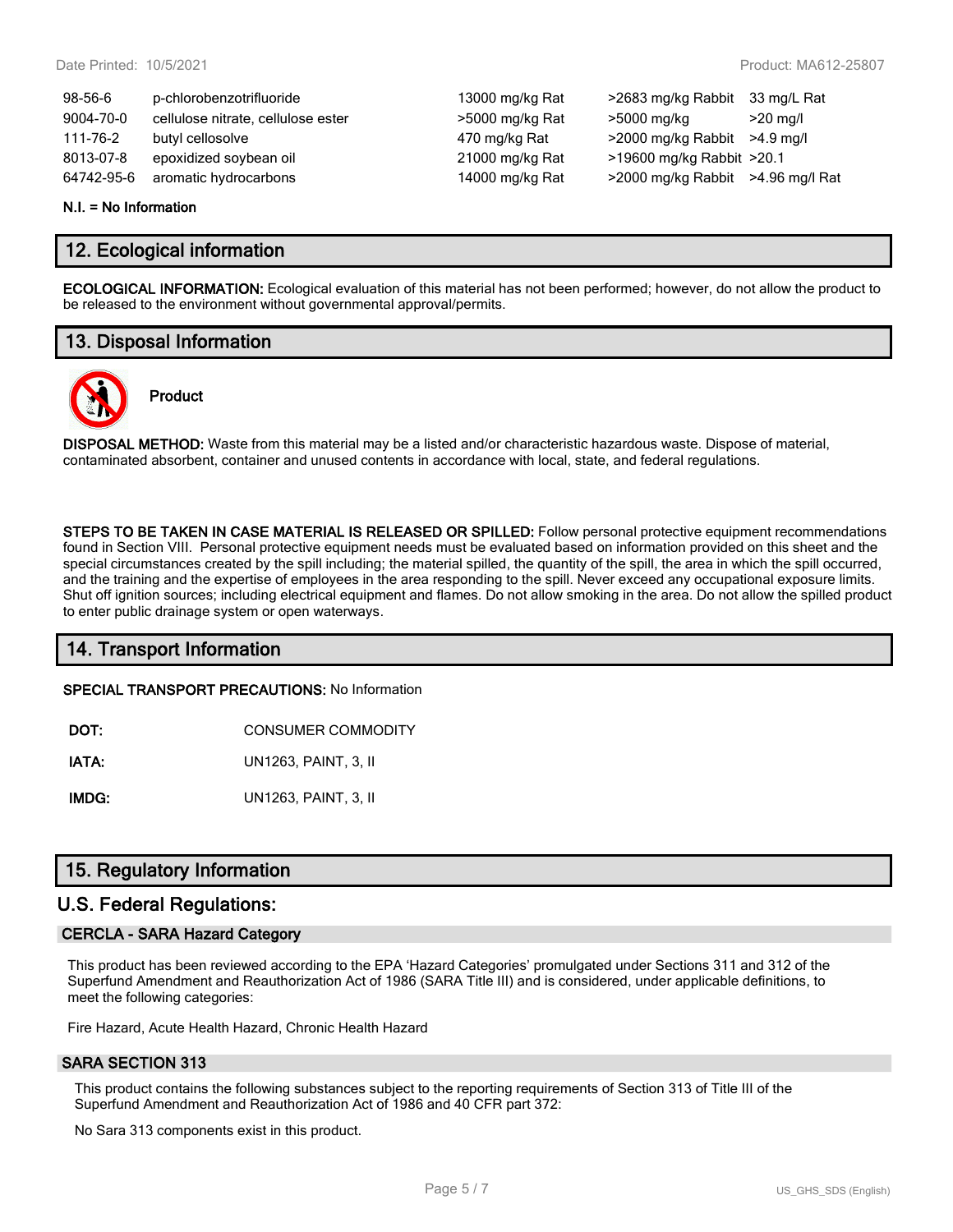| | | | | |
|---|---|---|---|---|
| 98-56-6 | p-chlorobenzotrifluoride | 13000 mg/kg Rat | >2683 mg/kg Rabbit | 33 mg/L Rat |
| 9004-70-0 | cellulose nitrate, cellulose ester | >5000 mg/kg Rat | >5000 mg/kg | >20 mg/l |
| 111-76-2 | butyl cellosolve | 470 mg/kg Rat | >2000 mg/kg Rabbit | >4.9 mg/l |
| 8013-07-8 | epoxidized soybean oil | 21000 mg/kg Rat | >19600 mg/kg Rabbit | >20.1 |
| 64742-95-6 | aromatic hydrocarbons | 14000 mg/kg Rat | >2000 mg/kg Rabbit | >4.96 mg/l Rat |

**N.I. = No Information**

## 12. Ecological information

**ECOLOGICAL INFORMATION:** Ecological evaluation of this material has not been performed; however, do not allow the product to be released to the environment without governmental approval/permits.

## 13. Disposal Information

**Product**

**DISPOSAL METHOD:** Waste from this material may be a listed and/or characteristic hazardous waste. Dispose of material, contaminated absorbent, container and unused contents in accordance with local, state, and federal regulations.

**STEPS TO BE TAKEN IN CASE MATERIAL IS RELEASED OR SPILLED:** Follow personal protective equipment recommendations found in Section VIII. Personal protective equipment needs must be evaluated based on information provided on this sheet and the special circumstances created by the spill including; the material spilled, the quantity of the spill, the area in which the spill occurred, and the training and the expertise of employees in the area responding to the spill. Never exceed any occupational exposure limits. Shut off ignition sources; including electrical equipment and flames. Do not allow smoking in the area. Do not allow the spilled product to enter public drainage system or open waterways.

## 14. Transport Information

**SPECIAL TRANSPORT PRECAUTIONS:** No Information

**DOT:** CONSUMER COMMODITY

**IATA:** UN1263, PAINT, 3, II

**IMDG:** UN1263, PAINT, 3, II

## 15. Regulatory Information

## U.S. Federal Regulations:

### CERCLA - SARA Hazard Category

This product has been reviewed according to the EPA 'Hazard Categories' promulgated under Sections 311 and 312 of the Superfund Amendment and Reauthorization Act of 1986 (SARA Title III) and is considered, under applicable definitions, to meet the following categories:

Fire Hazard, Acute Health Hazard, Chronic Health Hazard

### SARA SECTION 313

This product contains the following substances subject to the reporting requirements of Section 313 of Title III of the Superfund Amendment and Reauthorization Act of 1986 and 40 CFR part 372:

No Sara 313 components exist in this product.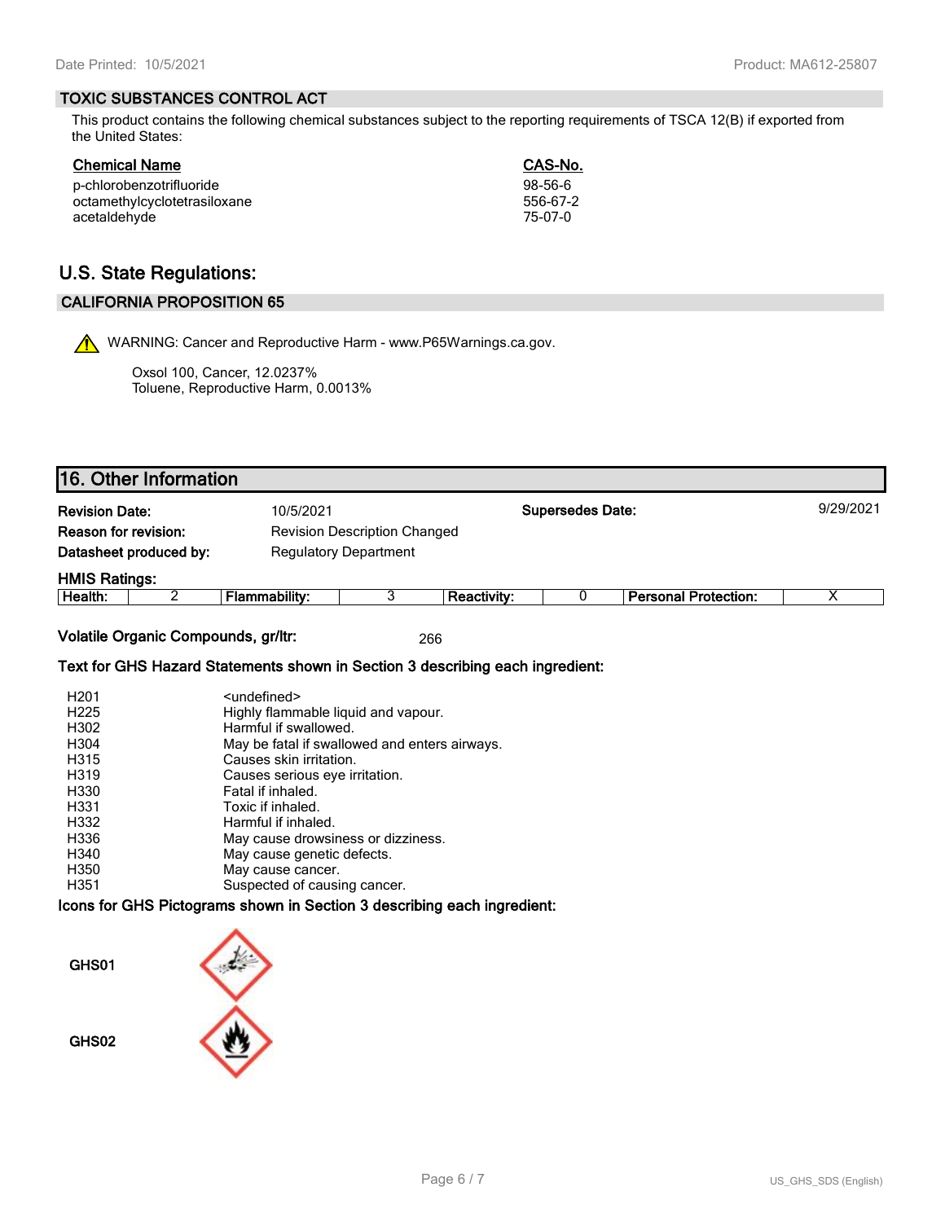## TOXIC SUBSTANCES CONTROL ACT

This product contains the following chemical substances subject to the reporting requirements of TSCA 12(B) if exported from the United States:

| Chemical Name | CAS-No. |
|---|---|
| p-chlorobenzotrifluoride | 98-56-6 |
| octamethylcyclotetrasiloxane | 556-67-2 |
| acetaldehyde | 75-07-0 |

# U.S. State Regulations:

## CALIFORNIA PROPOSITION 65

WARNING: Cancer and Reproductive Harm - www.P65Warnings.ca.gov.

Oxsol 100, Cancer, 12.0237%
Toluene, Reproductive Harm, 0.0013%

# 16. Other Information

| | | | |
|---|---|---|---|
| **Revision Date:** | 10/5/2021 | **Supersedes Date:** | 9/29/2021 |
| **Reason for revision:** | Revision Description Changed | | |
| **Datasheet produced by:** | Regulatory Department | | |

**HMIS Ratings:**

| Health: | 2 | Flammability: | 3 | Reactivity: | 0 | Personal Protection: | X |
|---|---|---|---|---|---|---|---|

**Volatile Organic Compounds, gr/ltr:** 266

**Text for GHS Hazard Statements shown in Section 3 describing each ingredient:**

| | |
|---|---|
| H201 | <undefined> |
| H225 | Highly flammable liquid and vapour. |
| H302 | Harmful if swallowed. |
| H304 | May be fatal if swallowed and enters airways. |
| H315 | Causes skin irritation. |
| H319 | Causes serious eye irritation. |
| H330 | Fatal if inhaled. |
| H331 | Toxic if inhaled. |
| H332 | Harmful if inhaled. |
| H336 | May cause drowsiness or dizziness. |
| H340 | May cause genetic defects. |
| H350 | May cause cancer. |
| H351 | Suspected of causing cancer. |

**Icons for GHS Pictograms shown in Section 3 describing each ingredient:**

GHS01

GHS02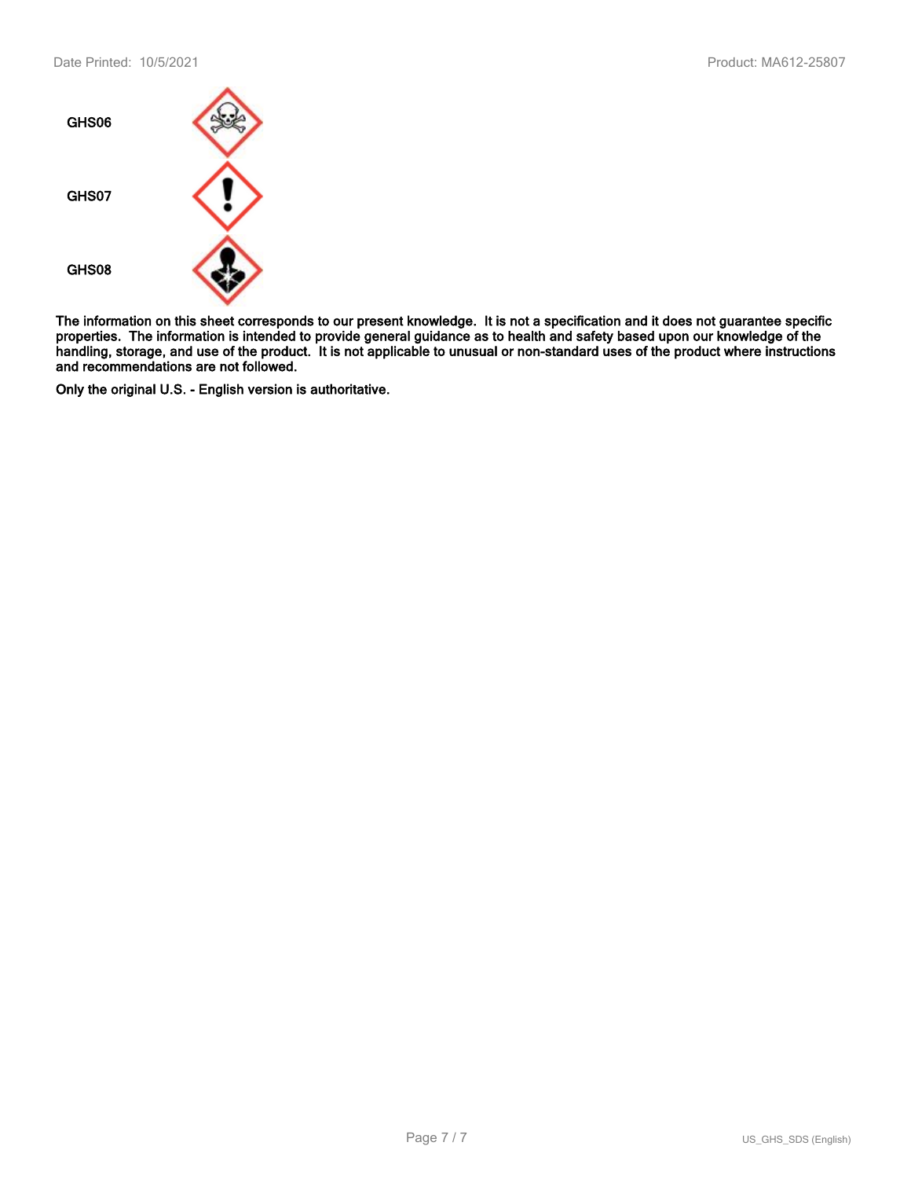GHS06

GHS07

GHS08

**The information on this sheet corresponds to our present knowledge. It is not a specification and it does not guarantee specific properties. The information is intended to provide general guidance as to health and safety based upon our knowledge of the handling, storage, and use of the product. It is not applicable to unusual or non-standard uses of the product where instructions and recommendations are not followed.**

**Only the original U.S. - English version is authoritative.**